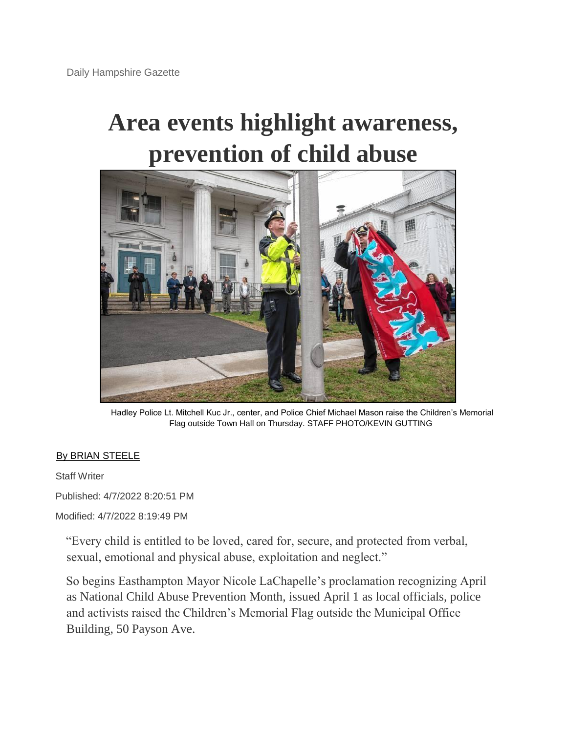Daily Hampshire Gazette

# Area events highlight awareness, prevention of child abuse

Hadley Police Lt. Mitchell Kuc Jr., center, and Police Chief Michael Mason raise the Children's Memorial Flag outside Town Hall on Thursday. STAFF PHOTO/KEVIN GUTTING

By BRIAN STEELE

Staff Writer

Published: 4/7/2022 8:20:51 PM

Modified: 4/7/2022 8:19:49 PM

"Every child is entitled to be loved, cared for, secure, and protected from verbal, sexual, emotional and physical abuse, exploitation and neglect."

So begins Easthampton Mayor Nicole LaChapelle's proclamation recognizing April as National Child Abuse Prevention Month, issued April 1 as local officials, police and activists raised the Children's Memorial Flag outside the Municipal Office Building, 50 Payson Ave.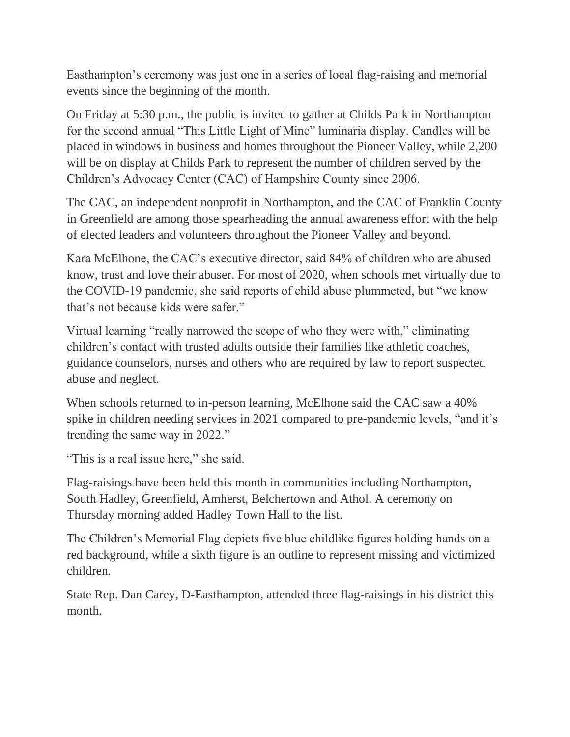Easthampton's ceremony was just one in a series of local flag-raising and memorial events since the beginning of the month.

On Friday at 5:30 p.m., the public is invited to gather at Childs Park in Northampton for the second annual "This Little Light of Mine" luminaria display. Candles will be placed in windows in business and homes throughout the Pioneer Valley, while 2,200 will be on display at Childs Park to represent the number of children served by the Children's Advocacy Center (CAC) of Hampshire County since 2006.

The CAC, an independent nonprofit in Northampton, and the CAC of Franklin County in Greenfield are among those spearheading the annual awareness effort with the help of elected leaders and volunteers throughout the Pioneer Valley and beyond.

Kara McElhone, the CAC's executive director, said 84% of children who are abused know, trust and love their abuser. For most of 2020, when schools met virtually due to the COVID-19 pandemic, she said reports of child abuse plummeted, but "we know that's not because kids were safer."

Virtual learning "really narrowed the scope of who they were with," eliminating children's contact with trusted adults outside their families like athletic coaches, guidance counselors, nurses and others who are required by law to report suspected abuse and neglect.

When schools returned to in-person learning, McElhone said the CAC saw a 40% spike in children needing services in 2021 compared to pre-pandemic levels, "and it's trending the same way in 2022."

"This is a real issue here," she said.

Flag-raisings have been held this month in communities including Northampton, South Hadley, Greenfield, Amherst, Belchertown and Athol. A ceremony on Thursday morning added Hadley Town Hall to the list.

The Children's Memorial Flag depicts five blue childlike figures holding hands on a red background, while a sixth figure is an outline to represent missing and victimized children.

State Rep. Dan Carey, D-Easthampton, attended three flag-raisings in his district this month.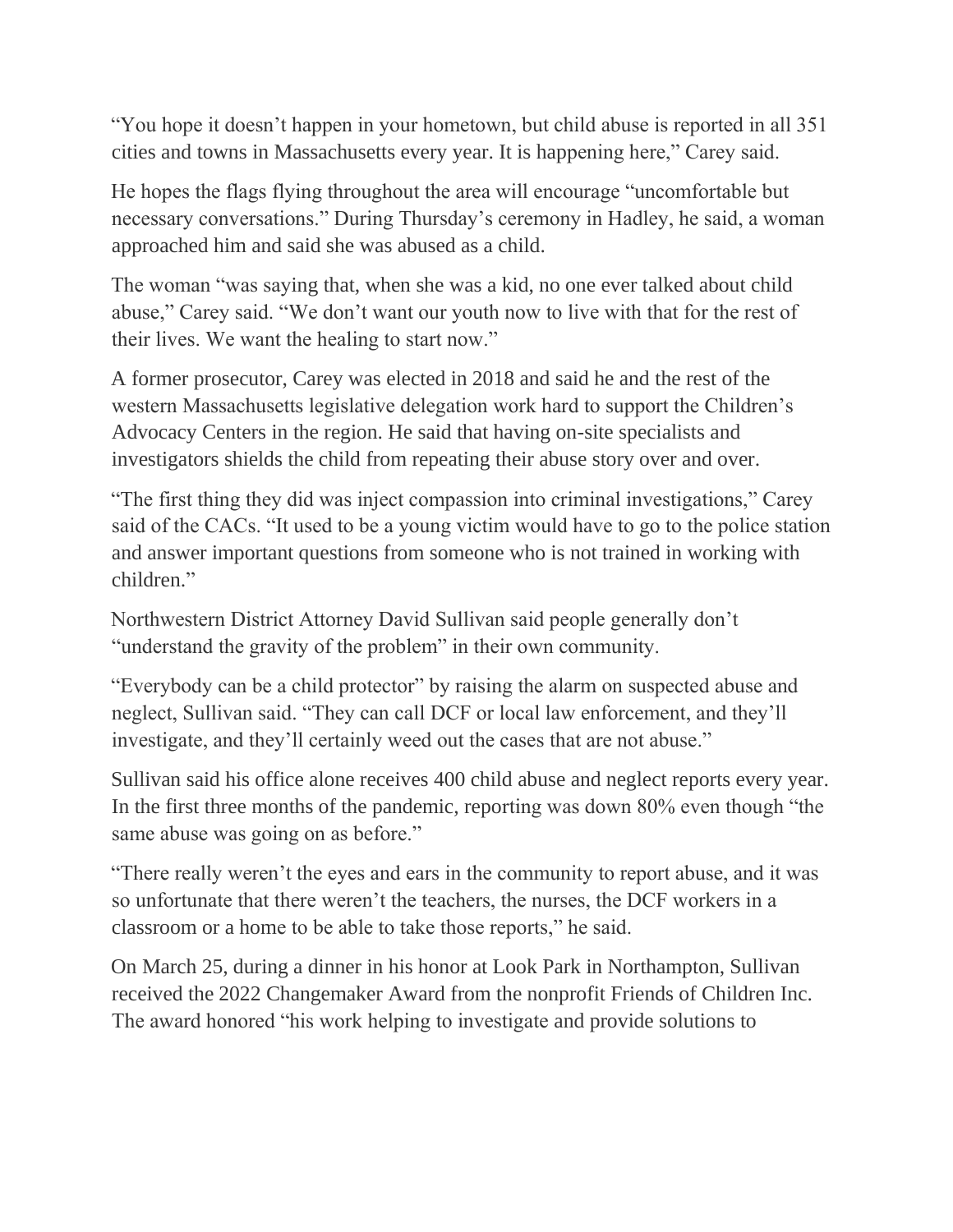"You hope it doesn't happen in your hometown, but child abuse is reported in all 351 cities and towns in Massachusetts every year. It is happening here," Carey said.

He hopes the flags flying throughout the area will encourage "uncomfortable but necessary conversations." During Thursday's ceremony in Hadley, he said, a woman approached him and said she was abused as a child.

The woman "was saying that, when she was a kid, no one ever talked about child abuse," Carey said. "We don't want our youth now to live with that for the rest of their lives. We want the healing to start now."

A former prosecutor, Carey was elected in 2018 and said he and the rest of the western Massachusetts legislative delegation work hard to support the Children's Advocacy Centers in the region. He said that having on-site specialists and investigators shields the child from repeating their abuse story over and over.

"The first thing they did was inject compassion into criminal investigations," Carey said of the CACs. "It used to be a young victim would have to go to the police station and answer important questions from someone who is not trained in working with children."

Northwestern District Attorney David Sullivan said people generally don't "understand the gravity of the problem" in their own community.

"Everybody can be a child protector" by raising the alarm on suspected abuse and neglect, Sullivan said. "They can call DCF or local law enforcement, and they'll investigate, and they'll certainly weed out the cases that are not abuse."

Sullivan said his office alone receives 400 child abuse and neglect reports every year. In the first three months of the pandemic, reporting was down 80% even though "the same abuse was going on as before."

"There really weren't the eyes and ears in the community to report abuse, and it was so unfortunate that there weren't the teachers, the nurses, the DCF workers in a classroom or a home to be able to take those reports," he said.

On March 25, during a dinner in his honor at Look Park in Northampton, Sullivan received the 2022 Changemaker Award from the nonprofit Friends of Children Inc. The award honored "his work helping to investigate and provide solutions to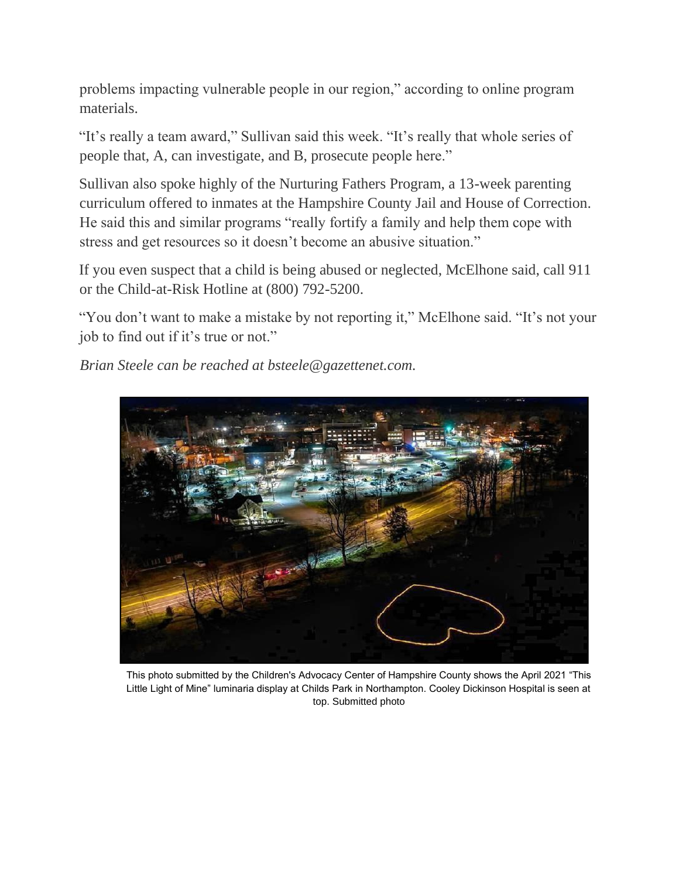problems impacting vulnerable people in our region," according to online program materials.

"It's really a team award," Sullivan said this week. "It's really that whole series of people that, A, can investigate, and B, prosecute people here."

Sullivan also spoke highly of the Nurturing Fathers Program, a 13-week parenting curriculum offered to inmates at the Hampshire County Jail and House of Correction. He said this and similar programs "really fortify a family and help them cope with stress and get resources so it doesn't become an abusive situation."

If you even suspect that a child is being abused or neglected, McElhone said, call 911 or the Child-at-Risk Hotline at (800) 792-5200.

"You don't want to make a mistake by not reporting it," McElhone said. "It's not your job to find out if it's true or not."

*Brian Steele can be reached at bsteele@gazettenet.com.*

This photo submitted by the Children's Advocacy Center of Hampshire County shows the April 2021 "This Little Light of Mine" luminaria display at Childs Park in Northampton. Cooley Dickinson Hospital is seen at top. Submitted photo